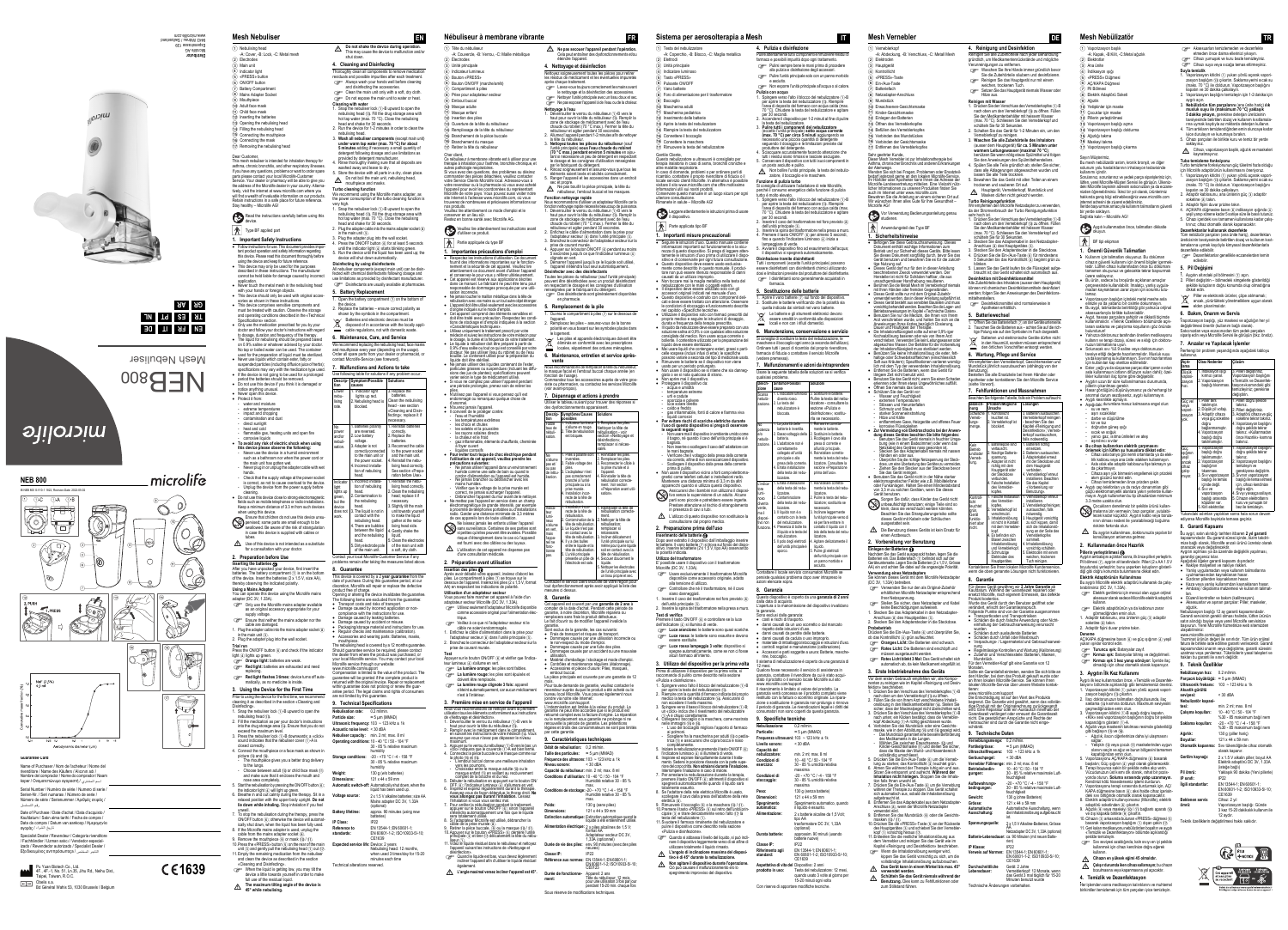microlife

# NEB 800

Microlife AG
Espenstrasse 139
9443 Widnau / Switzerland
www.microlife.com

Mesh Nebuliser

EN FR IT DE TR GR AR PL

IB NEB 800 EN-FR-IT-DE-TR 1022

CE 1639

Name of Purchaser / Nom de l'acheteur / Nome del rivenditore / Name des Käufers / Alıcının adı / Ονοματεπώνυμο αγοραστή / Nazwisko kupującego

Serial Number / Numéro de série / Numero di serie / Serien-Nr. / Seri numarası / Αριθμός σειράς / Numer seryjny

Date of Purchase / Date d'achat / Data d'acquisto / Kaufdatum / Satın alma tarihi / Ημερομηνία αγοράς / Data zakupu

Specialist Dealer / Revendeur / Categoria rivenditore / Fachhändler / Yetkili satıcı / Ειδικός αντιπρόσωπος / Sprzedawca

---

## Mesh Nebuliser EN

1. Nebulising head
   - -A- Cover, -B- Lock, -C- Metal mesh
2. Electrodes
3. Main unit
4. Indicator light
5. «PRESS» button
6. ON/OFF button
7. Battery Compartment
8. Mains Adapter Socket
9. Mouthpiece
10. Adult face mask
11. Child face mask
12. Inserting the batteries
13. Opening the nebulising head
14. Filling the nebulising head
15. Connecting the mouthpiece
16. Connecting the masks
17. Removing the nebulising head

Dear Customer,

This mesh nebuliser is intended for inhalation therapy for asthma, chronic bronchitis, and other respiratory illnesses. If you have any questions, problems or want to order spare parts please contact your local Microlife-Customer Service. Your dealer or pharmacy will be able to give you the address of the Microlife dealer in your country. Alternatively, visit the internet at www.microlife.com where you will find a wealth of invaluable information on our products. Retain instructions in a safe place for future reference.

Stay healthy – Microlife AG!

Read the instructions carefully before using this device.

Type BF applied part

### 1. Important Safety Instructions

- Follow instructions for use. This document provides important product operation and safety information regarding this device. Please read this document thoroughly before using the device and keep for future reference.
- The device may only be used for the purpose described in these instructions. The manufacturer cannot be held liable for damage caused by incorrect application.
- Never touch the metal mesh in the nebulising head with your hands or foreign objects.
- This device should only be used with original accessories as shown in these instructions.
- This device contains sensitive components and must be treated with caution. Observe the storage and operating conditions described in the «Technical Specifications» section.
- Only use the medication prescribed to you by your doctor and follow your doctor's instructions with regard to dosage, duration and frequency of the treatment.
- The liquid for nebulising should be prepared based on 0.9% saline or whatever advised by your doctor. No tap or bottled water can be used. The container used for the preparation of liquid must be sanitised.
- Never nebulise high viscosity liquids or suspension/particles (including diffused juice of herbs) specifications may vary with the mesh/droplet size used.
- If the device is not going to be used for a prolonged period the batteries should be removed.
- Do not use the device if you think it is damaged or notice anything unusual.
- Never open this device.
- Protect it from:
  - water and moisture
  - extreme temperatures
  - impact and dropping
  - contamination and dust
  - direct sunlight
  - heat and cold
  - flammable gas, heating units and open fire
  - corrosive liquids.
- **To avoid any risk of electric shock when using this device please observe the following:**
  - Never use the device in a humid environment such as a bathroom (or where the power cord in the main unit that gets wet).
  - Never plug/unplug using the adapter cable with wet hands.
- Check that the supply voltage of the power socket is correct, so not to cause overload to the device.
- Do not use this device close to electromagnetic fields such as mobile telephones or radio installations. Keep a minimum distance of 3.3 m from such devices when using this device.

Ensure that children do not use this device unsupervised; some parts are small enough to be swallowed. Be aware of the risk of strangulation in case this device is supplied with cables or tubes.

Use of this device is not intended as a substitute for a consultation with your doctor.

### 2. Preparation Before Use

**Inserting the batteries**

After you have unpacked your device, first insert the batteries. The battery compartment 7 is on the bottom of the device. Insert the batteries (2 x 1.5 V, size AA), thereby observing the indicated polarity.

**Using a Mains Adapter**

You can operate this device using the Microlife mains adapter (DC 3 V, 1.33A).

Only use the Microlife mains adapter available as an original accessory appropriate for your supply voltage.

Ensure that neither the mains adapter nor the cable are damaged.

1. Plug the adapter cable into the mains adapter socket 8 in the main unit 3.
2. Plug the adapter plug into the wall socket.

**Trial run**

Press the ON/OFF button 6 and check if the indicator light 4 lights up green.

- **Orange light:** batteries are weak.
- **Red light:** batteries are exhausted and need replacing.
- **Red light flashes 3 times:** device turns off automatically, as no medicine is inside.

### 3. Using the Device for the First Time

Prior to using the device for the first time we recommend cleaning it as described in the section «Cleaning and Disinfecting».

1. Slide the nebulising head 1-B upward to open the nebulising head 13.
2. Fill the medication as per your doctor's instruction into the drug storage area 14. Ensure that you do not exceed the maximum level.
3. Press the nebuliser lock 1-B downwards; a «click» sound indicates that the nebuliser cover 1-A is closed correctly.
4. Connect the mouthpiece or a face mask as shown in picture 15 and 16.
   - The mouthpiece gives you a better drug delivery to the lungs.
   - Choose between adult 10 or child face mask 11 and make sure that it encloses the mouth and nose area completely.
5. Start the nebulisation by pressing the ON/OFF button 6; the indicator light 4 will light up green.
6. Breathe in and out calmly during the therapy. Sit in a relaxed position with the upper body upright. **Do not lie down while inhaling. Stop treatment if you feel unwell.**
7. To stop the nebulisation during the therapy, press the ON/OFF button 6, otherwise the device will automatically shut down, when the liquid has been fully used.
8. If the Microlife mains adapter is used, unplug the cable from the mains adapter socket 8.
9. Remove the mouthpiece 9 or mask 10 / 11.
10. Press the «PRESS» button 5 on the rear of the main unit 3 and gently pull the nebulising head 1 out 17.
11. Empty the remaining medication from the nebuliser and clean the device as described in the section «Cleaning and Disinfecting».

When the liquid is getting low, you may tilt the device a little towards yourself to make full use of the residual liquid.

**The maximum tilting angle of the device is 45° while nebulising.**

Do not shake the device during operation. This may cause the device to malfunction and/or spill out drug.

### 4. Cleaning and Disinfecting

Thoroughly clean all components to remove medication residuals and possible impurities after each treatment.

- Always wash your hands well before cleaning and disinfecting the accessories.
- Clean the main unit only with a soft, dry cloth.
- Do not expose the main unit to water or heat.

**Cleaning with water**

1. Stop the nebuliser (6) 3 (6) upward to open the nebulising head 13. Fill the drug storage area with hot tap water (max. 70 °C). Close the nebulising head and shake for 30 seconds.
2. Run the device for 5 minutes in order to clean the nebulising head.
3. **Wash all nebuliser components** (except main unit) **under warm tap water (max. 70 °C) for about 5 minutes** adding if necessary a small quantity of detergent following dosage and use limitations as provided by detergent manufacturer.
4. Rinse thoroughly making sure that all deposits are removed away and leave to dry.
5. Store the device with all parts in a dry, clean place.

Do not boil the main unit, nebulising head, mouthpiece and masks.

**Turbo cleaning function**

We recommend using the Microlife mains adapter, as the power consumption of the turbo cleaning function is very high.

1. Snap the nebuliser lock 1-B upward to open the nebulising head 13. Fill the drug storage area with hot tap water (max. 70 °C). Close the nebulising head and shake for 30 seconds.
2. Plug the adapter cable into the mains adapter socket 8 in the main unit 3.
3. Plug the adapter plug into the wall socket.
4. Press the ON/OFF button 6 for at least 5 seconds until the indicator light 4 starts blinking green.
5. Run the device until the liquid has been used up, the device will shut down automatically.

**Disinfecting by using disinfectants**

All nebuliser components (except main unit) can be disinfected with chemical disinfectant following dosage and use limitations as provided by disinfectant manufacturer.

Disinfectants are usually available at pharmacies.

### 5. Battery Replacement

1. Open the battery compartment 7 on the bottom of the device.
2. Replace the batteries – ensure correct polarity as shown by the symbols in the compartment.

Batteries and electronic devices must be disposed of in accordance with the locally applicable regulations, not with domestic waste.

### 6. Maintenance, Care, and Service

We recommend replacing the nebulising head, face masks and mouthpiece every year (depending on the usage). Order all spare parts from your dealer or pharmacist, or contact Microlife Customer Service.

### 7. Malfunctions and Actions to take

Use the following table for resolution of any problem occur.

| Problem | Symptom/Possible Cause | Solution |
| --- | --- | --- |
| Device not nebulising | 1. Indicator light lights up red. | 1. Replace the batteries. |
| | 2. Nebulising head is blocked. | 2. Clean the nebulising head (see section «Cleaning and Disinfecting»; replace if it persists. |
| No power and/or nebulisation | 1. Batteries polarity are reversed. | 1. Reinsert batteries with the correct polarity. |
| | 2. Low battery voltage. | 2. Replace the batteries. |
| | 3. Adapter is not correctly connected to the main unit or the power socket. | 3. Reconnect the cable to the power socket and the main unit. |
| | 4. Incorrect installation of nebulising head. | 4. Reinstall the nebulising head correctly. See section «Preparation before Use». |
| Indicator light lit green, but no mist. | 1. Incorrect installation of nebulising head. | 1. Reinstall the nebulising head correctly. |
| | 2. Contamination to the nebulising head. | 2. Clean the nebulising head; replace it if necessary. |
| | 3. The liquid is not in contact with the nebulising head. | 3. Slightly tilt the main unit towards yourself to ensure that liquid gathers at the nebulising head side. |
| | 4. There is a bubble between the liquid and the nebulising head. | 4. Gently shake the liquid. |
| | 5. Dirty electrode pins of the main unit. | 5. Clean the electrodes of the main unit with a soft, dry cloth. |

Contact your local Microlife-Customer Service if any problems remain after taking the measures listed above.

### 8. Guarantee

This device is covered by a **2 year guarantee** from the date of purchase. During this guarantee period, at our discretion, Microlife will repair or replace the defective product free of charge.

Opening or altering the device invalidates the guarantee.

The following items are excluded from the guarantee:

- Transport costs and risks of transport.
- Damage caused by incorrect application or non-compliance with the instructions for use.
- Damage caused by leaking batteries.
- Damage caused by accident or misuse.
- Packaging/storage material and instructions for use.
- Regular checks and maintenance (calibration).
- Accessories and wearing parts: Masks, mouthpiece.

The nebulising head is covered by a 12 months guarantee.

Should guarantee service be required, please contact the dealer from where the product was purchased, or your local Microlife service. You may contact your local Microlife service through our website: www.microlife.com/support

Compensation is limited to the value of the product. The guarantee will be granted if the complete product is returned with the original invoice. Repair or replacement within guarantee does not prolong or renew the guarantee period. The legal claims and rights of consumers are not limited by this guarantee.

### 9. Technical Specifications

| | |
| --- | --- |
| Nebulisation rate: | 0.2 ml/min |
| Particle size: | ≈ 5 µm (MMAD) |
| Ultrasonic frequency: | 103 – 123 kHz ± % |
| Acoustic noise level: | < 30 dBA |
| Nebuliser capacity: | min. 2 ml; max. 8 ml |
| Operating conditions: | 10 - 40 °C / 50 - 104 °F |
| | 30 - 85 % relative maximum humidity |
| Storage conditions: | -20 - +70 °C / -4 - 158 °F |
| | 30 - 85 % relative maximum humidity |
| Weight: | 130 g (w/o batteries) |
| Dimensions: | 121 x 44 x 59 mm |
| Automatic switch-off: | Automatically shut down, when the liquid has been used up. |
| Voltage source: | 2 x 1.5 V alkaline batteries; size AA; Mains adapter DC 3 V, 1.33A (optional) |
| Battery lifetime: | approx. 90 minutes (using new batteries) |
| IP Class: | IP22 |
| Reference to standards: | EN 13544-1; EN 60601-1; EN 60601-1-2; ISO 10993-5/-10; CE1639 |
| Expected service life: | Device: 2 years<br>Mask/Mouthpiece: 12 months, when used 3 times/day for 15-20 minutes each time |

Technical alterations reserved.

---

## Nébuliseur à membrane vibrante FR

1. Tête du nébuliseur
   - -A- Couvercle, -B- Verrou, -C- Maille métallique
2. Électrodes
3. Unité principale
4. Indicateur lumineux
5. Bouton «PRESS»
6. Bouton ON/OFF (marche/arrêt)
7. Compartiment à pile
8. Prise pour adaptateur secteur
9. Embout buccal
10. Masque adulte
11. Masque enfant
12. Insertion des piles
13. Ouverture de la tête du nébuliseur
14. Remplissage de la tête du nébuliseur
15. Branchement de la pièce buccale
16. Branchement du masque
17. Retirer la tête du nébuliseur

Cher client,

Ce nébuliseur à membrane vibrante est à utiliser pour une thérapie à inhalation pour l'asthme, bronchite chronique, et autres pathologies respiratoires.

Si vous avez des questions, des problèmes ou désirez commander des pièces détachées, veuillez contacter votre Service Client Microlife local. Adressez-vous à votre revendeur ou à la pharmacie où vous avez acheté l'appareil pour obtenir les coordonnées du représentant Microlife de votre pays. Vous pouvez aussi visiter notre site Internet à l'adresse www.microlife.com, où vous trouverez de nombreuses informations utiles sur nos produits.

Veuillez lire attentivement ce mode d'emploi et le conserver dans un endroit sûr.

Restez en bonne santé avec Microlife AG.

Veuillez lire attentivement les instructions avant d'utiliser ce produit.

Partie appliquée type BF

### 1. Importantes précautions d'emploi

- Respectez les instructions d'utilisation. Ce document fournit des informations importantes sur le fonctionnement et la sécurité de cet appareil. Veuillez lire attentivement ce document avant d'utiliser l'appareil et conservez-le pour pouvoir le consulter ultérieurement.
- Cet appareil est réservé aux applications décrites dans ce manuel. Le fabricant ne peut être tenu pour responsable de dommages causés par une utilisation incorrecte.
- Ne jamais toucher le maillon métallique dans la tête de nébulisation avec vos mains ou des objets étrangers.
- L'appareil doit être utilisé seulement avec les accessoires d'origine indiqués sur ce mode d'emploi.
- Cet appareil comprend des éléments sensibles et doit être traité avec précaution. Respectez les conditions de stockage et d'utilisation décrites dans la section «Caractéristiques techniques».
- Utilisez uniquement le traitement prescrit par votre médecin et suivez les instructions de votre médecin pour le dosage, la durée et la fréquence de votre traitement.
- Le liquide à nébuliser doit être préparé à partir de 0,9% d'eau saline ou selon les conseils de votre médecin. Ne pas utiliser d'eau du robinet ou d'eau en bouteille. Le récipient utilisé pour la préparation du liquide doit être stérilisé.
- Ne jamais utiliser des liquides fortement visqueux (suspension/particules) car les spécifications peuvent varier avec la taille de la maille/des gouttelettes utilisée.
- Si vous ne comptez pas utiliser l'appareil pendant une période prolongée, prenez soin de retirer les piles.
- N'utilisez pas l'appareil si vous pensez qu'il est endommagé ou remarquez quelque chose de particulier.
- N'ouvrez jamais l'appareil.
- Il convient de le protéger contre:
  - l'eau et l'humidité
  - les températures extrêmes
  - les chocs et chutes
  - les saletés et la poussière
  - les rayons solaires directs
  - la chaleur et le froid
  - gaz inflammable, appareil de chauffage, à flamme nue
  - liquides corrosifs.
- **Pour éviter tout risque de choc électrique pendant l'utilisation de cet appareil, veuillez prendre les précautions suivantes:**
  - Ne jamais utiliser l'appareil dans un environnement humide comme une salle de bain (ou quand le cordon d'alimentation de l'appareil est humide).
  - Ne jamais brancher/débrancher l'adaptateur avec les mains humides.
- Vérifiez que le voltage de la prise murale est correct, afin de ne pas surcharger l'appareil.
- Débrancher l'appareil du mur avant de nettoyer la prise.
- Ne mettez pas l'appareil en service dans un champ électromagnétique de grande intensité, par exemple à proximité de téléphones portables ou d'installations radio. Garder une distance minimum de 3,3 m de ces appareils lors de son utilisation.

Veillez à ce que les enfants n'utilisent pas l'appareil sans surveillance; certains éléments sont si petits qu'ils pourraient être avalés. Prendre les précautions nécessaires lorsqu'il y a des câbles ou tubes.

L'utilisation de cet appareil ne dispense pas d'une consultation médicale.

### 2. Préparation avant utilisation

**Insertion des piles**

Après avoir déballé votre appareil, insérez d'abord les piles. Le compartiment à piles 7 se trouve sur le dessous de l'appareil. Insérez les piles (2 x 1,5 V, format AA) en respectant la polarité indiquée.

**Utilisation d'un adaptateur secteur**

Vous pouvez faire marcher cet appareil à l'aide d'un adaptateur secteur Microlife (DC 3V, 1.33A).

Utilisez seulement l'adaptateur secteur Microlife disponible comme accessoire d'origine correspondant à votre tension d'alimentation électrique.

Vérifiez à ce que ni l'adaptateur secteur ni le câble ne soient endommagés.

1. Enfichez le câble d'alimentation dans la prise de l'adaptateur secteur 8 dans l'unité principale 3.
2. Branchez le connecteur de l'adaptateur secteur sur la prise de courant.

**Test**

Appuyez sur le bouton ON/OFF 6 et vérifiez que l'indicateur lumineux 4 s'allume en vert.

- **La lumière orange:** les piles sont faibles.
- **La lumière rouge:** les piles sont épuisées et doivent être remplacées.
- **La lumière rouge clignote 3 fois:** l'appareil s'éteint automatiquement, car aucun médicament n'est à l'intérieur.

### 3. Première mise en service de l'appareil

Avant la première utilisation, nous vous recommandons de nettoyer l'appareil comme décrit dans la section «Nettoyage et désinfection».

1. Déverrouillez le verrou du nébuliseur 1-B vers le haut pour ouvrir la tête du nébuliseur 13.
2. Remplissez le médicament dans le compartiment, en suivant les instructions de votre médecin 14. Vous devez vous assurer que vous ne dépassez pas le niveau maximum.
3. Appuyez sur le verrou du nébuliseur 1-B vers le bas; un «clic» indique que le couvercle 1-A du nébuliseur est correctement fermé.
4. Connectez la pièce buccale ou le masque comme sur la photo 15 et 16.
   - L'embout buccal donne une meilleure inhalation vers les poumons.
   - Choisissez entre le masque adulte 10 ou le masque enfant 11 en veillant à ce qu'il recouvre complètement la bouche et le nez.
5. Débuter la nébulisation en appuyant sur le bouton ON/OFF 6; l'indicateur lumineux 4 s'allumera en vert.
6. Inspirez et expirez régulièrement durant la thérapie. Asseyez-vous dans une position confortable, le tronc redressé. **Ne vous allongez pas durant l'inhalation. Cessez l'inhalation si vous ne vous sentez pas bien.**
7. Pour arrêter la nébulisation durant la thérapie, appuyez sur le bouton ON/OFF 6, sinon l'appareil s'éteindra automatiquement une fois que le liquide sera totalement utilisé.
8. Si l'adaptateur Microlife est utilisé, débrancher le câble de la prise murale 8.
9. Retirez l'embout buccal 9 ou le masque 10 / 11.
10. Appuyez sur le bouton «PRESS» 5 situé à l'arrière de l'unité principale 3 et retirez doucement la tête du nébuliseur 1 17.
11. Videz le liquide résiduel dans le nébuliseur et nettoyez l'appareil comme décrit dans la section «Nettoyage et désinfection».

Quand le liquide est bas, vous devez légèrement incliner l'appareil afin d'utiliser le liquide résiduel également.

**L'angle maximal lorsque l'appareil est utilisé est de 45°.**

Ne pas secouer l'appareil pendant l'opération. Ceci peut provoquer des dysfonctionnements et/ou déverser le liquide.

### 4. Nettoyage et désinfection

Nettoyez soigneusement toutes les pièces pour retirer les résidus de médicament et les éventuelles impuretés après chaque traitement.

- Lavez-vous toujours correctement les mains avant le nettoyage et la désinfection des accessoires.
- Nettoyez l'unité principale avec un chiffon doux et sec.
- Ne pas exposer l'appareil à l'eau ou à la chaleur.

**Nettoyage à l'eau**

1. Déverrouillez le verrou du nébuliseur 1-B vers le haut pour ouvrir la tête du nébuliseur 13. Remplir la zone de stockage du médicament avec de l'eau chaude du robinet (70 °C max.). Fermer la tête du nébuliseur et secouer pendant 30 secondes.
2. Allumez l'appareil pendant 1-2 minutes afin de nettoyer la tête du nébuliseur.
3. **Nettoyez toutes les pièces du nébuliseur** (sauf l'unité principale) **sous l'eau chaude du robinet (70 °C max.) pendant environ 5 minutes** en ajoutant si nécessaire un peu de détergent en respectant le dosage et les consignes d'utilisation renseignées par le fabricant du détergent.
4. Rincez soigneusement en s'assurant que tous les dépôts ont été retirés et laissez sécher.
5. Rangez l'appareil et tous ses composants dans un endroit sec et propre.

Ne pas bouillir la pièce principale, la tête du nébuliseur, l'embout buccal et les masques.

**Fonction nettoyage rapide**

Nous recommandons d'utiliser un adaptateur Microlife car la fonction nettoyage rapide nécessite beaucoup de puissance.

1. Déverrouillez le verrou du nébuliseur 1-B vers le haut pour ouvrir la tête du nébuliseur 13. Remplir la zone de stockage du médicament avec de l'eau chaude du robinet (70 °C max.). Fermer la tête du nébuliseur et secouer pendant 30 secondes.
2. Enfichez le câble d'alimentation dans la prise de l'adaptateur secteur 8 dans l'unité principale 3.
3. Branchez le connecteur de l'adaptateur secteur sur la prise de courant.
4. Appuyez sur le bouton ON/OFF 6 pendant au moins 5 secondes jusqu'à ce que l'indicateur lumineux 4 clignote en vert.
5. Allumez l'appareil jusqu'à ce le liquide soit utilisé; l'appareil s'éteindra tout seul automatiquement.

**Désinfection avec des désinfectants**

Toutes les pièces du nébuliseur (sauf l'unité principale) peuvent être désinfectées avec un produit désinfectant chimique en respectant le dosage et l'utilisation renseignées par le fabricant du détergent.

Des désinfectants sont généralement disponibles en pharmacie.

### 5. Remplacement de la pile

1. Ouvrez le compartiment à piles 7 sur le dessous de l'appareil.
2. Remplacez les piles – assurez-vous de la bonne polarité en vous basant sur les symboles placés dans le logement.

Les piles et appareils électroniques doivent être éliminés en conformité avec les prescriptions locales, séparément des ordures ménagères.

### 6. Maintenance, entretien et service après-vente

Nous recommandons de remplacer la tête du nébuliseur, le masque facial et l'embout buccal chaque année (en fonction de l'usage).

Commandez tous les accessoires auprès de votre grossiste ou pharmacie ou contactez le service clientèle Microlife (voir avant-propos).

### 7. Dysfonctionnements et actions à prendre

Utiliser le tableau suivant pour trouver des réponses à des dysfonctionnements éventuels.

| Description | Symptômes/Cause possibles | Solutions |
| --- | --- | --- |
| Le nébuliseur ne fonctionne pas | 1. L'indicateur lumineux s'allume en rouge. | 1. Remplacez les piles. |
| | 2. Tête du nébuliseur est bloquée. | 2. Nettoyer la tête du nébuliseur (voir section «Nettoyage et désinfection»; remplacer si cela persiste. |
| Pas d'alimentation et/ou de nébulisation | 1. Piles à polarité inversée. | 1. Réinsérez les piles en respectant la bonne polarité. |
| | 2. Piles voltage bas. | 2. Remplacez les piles. |
| | 3. L'adaptateur n'est pas correctement branché à l'unité principale ou à la prise murale. | 3. Rebranchez le câble sur la prise murale et l'unité principale. |
| | 4. Installation incorrecte de la tête de nébulisation. | 4. Réinstallez la tête de nébulisation correctement. Voir section «Préparation avant utilisation». |
| Lumière verte allumée mais pas de brume. | 1. Installation incorrecte de la tête du nébuliseur. | 1. Réinstallez la tête du nébuliseur correctement. |
| | 2. Contamination de la tête du nébuliseur. | 2. Nettoyer la tête du nébuliseur; remplacez si nécessaire. |
| | 3. Le liquide n'est pas en contact avec la tête de nébulisation. | 3. Inclinez doucement l'unité principale vers vous pour vous assurer que le liquide se rassemble vers la tête du nébuliseur. |
| | 4. Il y a des bulles entre le liquide et la tête du nébuliseur. | 4. Secouer doucement le liquide. |
| | 5. Les électrodes de l'unité principale sont sales. | 5. Nettoyer les électrodes de l'unité principale avec un chiffon doux et sec. |

Contactez le service client Microlife de votre région pour tout dysfonctionnement après avoir appliqué la liste des mesures ci-dessus.

### 8. Garantie

Cet appareil est couvert par une **garantie de 2 ans** à compter de la date d'achat. Pendant cette période de garantie, à notre discrétion, Microlife réparera ou remplacera sans frais le produit défectueux.

La garantie est invalide si l'appareil a été ouvert ou modifié.

Sont exclus de la garantie, les cas suivants:

- Frais de transport et risques de transport.
- Dommages causés par une utilisation incorrecte ou le non-respect du mode d'emploi.
- Dommages causés par des piles qui ont coulé.
- Dommages causés par accident ou une mauvaise utilisation.
- Matériel d'emballage / stockage et mode d'emploi.
- Contrôles et maintenance réguliers (étalonnage).
- Accessoires et pièces d'usure: Piles, masques, embout buccal.

La tête du nébuliseur est couverte par une garantie de 12 mois.

Si un service de garantie est requis, veuillez contacter le revendeur auprès duquel le produit a été acheté ou le bureau local Microlife. Vous pouvez également nous joindre via notre site internet: www.microlife.com/support

L'indemnisation est limitée à la valeur du produit. La garantie ne peut être accordée que si le produit est retourné complet avec la facture d'origine. La réparation ou remplacement sous garantie ne prolonge pas ni ne renouvelle la période de garantie. Les garanties légales et droits des consommateurs ne sont pas limités par cette garantie.

### 9. Caractéristiques techniques

| | |
| --- | --- |
| Débit de nébulisation: | 0,2 ml/min |
| Taille des particules: | ≈ 5 µm (MMAD) |
| Fréquence des ultrasons: | 103 – 123 kHz ± % |
| Niveau sonore: | < 30 dBA |
| Capacité du nébuliseur: | min. 2 ml; max. 8 ml |
| Conditions d'utilisation: | 10 - 40 °C / 50 - 104 °F |
| | Humidité relative 30 - 85 % max. |
| Conditions de stockage: | -20 - +70 °C / -4 - 158 °F |
| | Humidité relative 30 - 85 % max. |
| Poids: | 130 g (sans piles) |
| Dimensions: | 121 x 44 x 59 mm |
| Extinction automatique: | Extinction automatique quand le liquide est entièrement utilisé |
| Alimentation électrique: | 2 piles alcalines de 1,5 V, format AA; Adaptateur secteur DC 3V, 1,33A (optionnel) |
| Durée de vie des piles: | env. 90 minutes (avec des piles neuves) |
| Classe IP: | IP22 |
| Référence aux normes: | EN 13544-1; EN 60601-1; EN 60601-1-2; ISO 10993-5/-10; CE1639 |
| Durée de fonctionnement: | Appareil: 2 ans<br>Tête du nébuliseur: 12 mois, pour une utilisation 3 fois par jour pendant 15-20 min chaque fois. |

Sous réserve de modifications techniques.

---

## Sistema per aerosolterapia a Mesh IT

1. Testina nebulizzatrice
   - -A- Coperchio, -B- Blocco, -C- Maglia metallica
2. Elettrodi
3. Unità principale
4. Indicatore luminoso
5. Tasto «PRESS»
6. Pulsante ON/OFF
7. Vano batterie
8. Foro di alimentazione per il trasformatore
9. Boccaglio
10. Mascherina adulti
11. Mascherina pediatrica
12. Inserimento delle batterie
13. Aprire la testa del nebulizzatore
14. Riempire la testa del nebulizzatore
15. Connettere il boccaglio
16. Connettere la maschera
17. Rimuovere la testa del nebulizzatore

Gentile Cliente,

Questo nebulizzatore a ultrasuoni è concepito per terapie inalatorie in caso di asma, bronchiti croniche e altre malattie respiratorie.

In caso di domande, problemi o per ordinare parti di ricambio, contattare il Servizio Clienti di Microlife Italia o locale nel vostro paese. Il vostro rivenditore o farmacista potranno fornirvi l'indirizzo del rivenditore Microlife nel vostro paese. In alternativa visitate il sito www.microlife.com dove potete trovare molte utili informazioni sui nostri prodotti.

Conservate queste istruzioni in un luogo sicuro per ulteriori consultazioni.

Rimanete in salute – Microlife AG!

Leggere attentamente le istruzioni prima di usare il dispositivo.

Parte applicata tipo BF

### 1. Importanti misure precauzionali

- Seguire le istruzioni d'uso. Questo manuale contiene informazioni importanti sul funzionamento e la sicurezza di questo dispositivo. Si prega di leggere attentamente le istruzioni d'uso prima di utilizzare il dispositivo e di conservarle per ogni futura consultazione.
- Questo dispositivo deve essere usato solamente per le finalità descritte in queste istruzioni. Il produttore non può essere ritenuto responsabile di danni causati da un utilizzo improprio.
- Non toccare mai la maglia metallica nella testa del nebulizzatore con le mani o con oggetti esterni.
- Il dispositivo deve essere utilizzato solo con accessori originali indicati nel manuale d'uso.
- Questo dispositivo è composto da componenti delicati e deve essere trattato con attenzione. Osservare le condizioni di stoccaggio e di funzionamento descritte nel paragrafo «Specifiche tecniche».
- Usare solo il farmaco prescritto dal medico e seguire le istruzioni del medico riguardo al dosaggio, alla durata e alla frequenza del trattamento.
- Il liquido da nebulizzare deve essere preparato con una soluzione salina allo 0,9% o con quanto altro indicato dal medico. Non utilizzare acqua del rubinetto o in bottiglia. Il contenitore utilizzato per la preparazione del liquido deve essere sterilizzato.
- Non nebulizzare mai liquidi ad alta viscosità o sospensioni/particelle poiché le specifiche possono variare in base alla dimensione delle maglie/goccioline.
- Se il dispositivo non viene utilizzato per un lungo periodo, togliere le batterie.
- Non utilizzare il dispositivo se si ritiene che sia danneggiato o se si nota qualcosa di strano.
- Non aprire mai il dispositivo.
- Proteggere il dispositivo da:
  - acqua e umidità
  - temperature estreme
  - urti e cadute
  - sporcizia e polvere
  - luce solare diretta
  - caldo e freddo
  - gas infiammabile, fonti di calore e fiamme vive
  - liquidi corrosivi.
- **Per evitare rischi di scariche elettriche durante l'uso di questo dispositivo si prega di osservare le seguenti istruzioni:**
  - Non usare mai il dispositivo in ambiente umido come il bagno, né quando il cavo dell'unità principale si è bagnato.
  - Non inserire o scollegare il cavo dell'adattatore con le mani bagnate.
- Verificare che il voltaggio della presa della corrente sia corretto, affine di non sovraccaricare il dispositivo.
- Scollegare il dispositivo dalla presa prima di pulirlo.
- Non usare il dispositivo vicino a forti campi elettromagnetici come telefoni cellulari o installazioni radio. Mantenere una distanza minima di 3,3 m da altri apparecchi elettrici in utilizzo quando si usa il dispositivo.

Non lasciare il dispositivo incustodito in presenza di bambini; alcune parti sono piccole e potrebbero essere ingerite. Prestare attenzione al rischio di strangolamento in presenza di cavi e tubi.

L'uso di questo dispositivo non sostituisce la consultazione con il medico.

### 2. Preparazione prima dell'uso

**Inserimento delle batterie**

Dopo aver estratto il dispositivo dall'imballaggio inserire le batterie. Il vano batterie 7 si trova sul fondo del dispositivo. Inserire le batterie (2 x 1,5 V tipo AA) osservando la polarità indicata.

**Utilizzo del trasformatore**

È possibile usare il dispositivo con il trasformatore Microlife (DC 3V, 1.33A).

Usare esclusivamente il trasformatore Microlife disponibile come accessorio originale, adatto alla tensione di rete.

Assicurarsi che né il trasformatore, né il cavo siano danneggiati.

1. Inserire il cavo del trasformatore nel foro previsto 8 dell'unità principale 3.
2. Inserire la spina del trasformatore nella presa a muro.

**Test di verifica**

Premere il tasto ON/OFF 6 e controllare se la luce dell'indicatore 4 si accende di verde.

- **Luce arancione:** le batterie sono quasi scariche.
- **Luce rossa:** le batterie sono esaurite e devono essere sostituite.
- **Luce rossa lampeggia 3 volte:** il dispositivo si spegne automaticamente, come se non ci fosse alcun farmaco all'interno.

### 3. Utilizzo del dispositivo per la prima volta

Prima di utilizzare il dispositivo per la prima volta, si raccomanda di pulirlo come descritto nella sezione «Pulizia e disinfezione».

1. Spingere verso l'alto il blocco del nebulizzatore 1-B per aprire la testa del nebulizzatore 13.
2. Riempire la zona di contenimento del farmaco con il farmaco secondo le istruzioni del medico 14. Assicurarsi di non eccedere il livello massimo.
3. Premere il blocco del nebulizzatore 1-B verso il basso; un «click» indica che il coperchio del nebulizzatore 1-A è chiuso correttamente.
4. Connettere il boccaglio o la maschera come mostrato nelle immagini 15 e 16.
   - L'uso del boccaglio migliora il rilascio del farmaco ai polmoni.
   - Scegliere fra la mascherina per adulti 10 o pediatrica 11 e assicurarsi che copra bocca e naso completamente.
5. Iniziare la nebulizzazione premendo il tasto ON/OFF 6; l'indicatore luminoso 4 si illuminerà di verde.
6. Inspirare ed espirare regolarmente durante il trattamento. Sedersi in posizione rilassata con il busto eretto. **Non sdraiarsi durante l'inalazione. Interrompere l'inalazione in caso di malessere.**
7. Per arrestare la nebulizzazione durante la terapia, premere il tasto ON/OFF 6, altrimenti il dispositivo si spegnerà automaticamente quando il liquido sarà interamente esaurito.
8. Se viene usato il trasformatore Microlife, scollegare il cavo dalla presa dell'adattatore della rete 8.
9. Rimuovere il boccaglio 9 o la maschera 10 / 11.
10. Premere il tasto «PRESS» 5 sul retro dell'unità principale 3 e tirare delicatamente la testa del nebulizzatore 1 verso l'esterno 17.
11. Svuotare il nebulizzatore dai rimanenti farmaci e pulire il dispositivo come descritto nella sezione «Pulizia e disinfezione».

Quando la quantità di liquido è bassa, è possibile inclinare leggermente il dispositivo verso di sé affine di utilizzare il liquido rimanente.

**L'angolo di inclinazione massima del dispositivo è di 45° durante la nebulizzazione.**

Non scuotere il dispositivo durante l'operazione. Ciò può causare il malfunzionamento del dispositivo e/o la fuoriuscita del farmaco.

### 4. Pulizia e disinfezione

Pulire accuratamente tutti i componenti per rimuovere i residui di farmaco ed eventuali impurità dopo ogni trattamento.

- Pulire sempre bene le mani prima di procedere alla pulizia e disinfezione degli accessori.
- Pulire l'unità principale solo con un panno morbido e asciutto.
- Non esporre l'unità principale all'acqua o al calore.

**Pulizia con acqua**

1. Spingere verso l'alto il blocco del nebulizzatore 1-B per aprire la testa del nebulizzatore 13. Riempire l'area di deposito del farmaco con acqua calda (max. 70 °C). Chiudere la testa del nebulizzatore e agitare per 30 secondi.
2. Accendere il dispositivo per 1-2 minuti al fine di pulire la testa del nebulizzatore.
3. **Pulire tutti i componenti del nebulizzatore** (eccetto l'unità principale) **con acqua corrente (max. 70 °C) per circa 5 minuti** aggiungendo se necessario una piccola quantità di detergente seguendo il dosaggio e le limitazioni previste dal produttore del detergente.
4. Risciacquare accuratamente facendo attenzione che tutti i residui siano rimossi e lasciare asciugare.
5. Conservare il dispositivo con tutti i suoi componenti in un posto asciutto e pulito.

Non bollire l'unità principale, la testa del nebulizzatore, il boccaglio e le maschere.

**Funzione di pulizia turbo**

Si consiglia di utilizzare l'adattatore di rete Microlife, poiché il consumo energetico della funzione di pulizia turbo è molto elevato.

1. Spingere verso l'alto il blocco del nebulizzatore 1-B per aprire la testa del nebulizzatore 13. Riempire l'area di deposito del farmaco con acqua calda (max. 70 °C). Chiudere la testa del nebulizzatore e agitare per 30 secondi.
2. Inserire il cavo del trasformatore nel foro previsto 8 dell'unità principale 3.
3. Inserire la spina del trasformatore nella presa a muro.
4. Premere il tasto ON/OFF 6 per almeno 5 secondi, finché l'indicatore luminoso 4 inizia a lampeggiare di verde.
5. Azionare il dispositivo fino ad esaurimento dell'acqua; il dispositivo si spegnerà automaticamente.

**Disinfezione tramite disinfettanti**

Tutti i componenti (eccetto l'unità principale) possono essere disinfettati con disinfettanti chimici utilizzando il dosaggio e le limitazioni previste dal produttore del disinfettante.

I disinfettanti sono generalmente acquistabili in farmacia.

### 5. Sostituzione delle batterie

1. Aprire il vano batterie 7 sul fondo del dispositivo.
2. Sostituire le batterie verificando che la polarità sia quella indicata dai simboli nel vano batterie.

Le batterie e gli strumenti elettronici devono essere smaltiti in conformità alle disposizioni locali e non con i rifiuti domestici.

### 6. Manutenzione, conservazione e servizio

Si consiglia di sostituire la testa del nebulizzatore, le maschere e il boccaglio ogni anno (a seconda dell'utilizzo). Ordinare tutti i pezzi di ricambio dal proprio rivenditore, farmacia di fiducia o contattare il servizio Microlife Customer Service.

### 7. Malfunzionamenti e azioni da intraprendere

Usare la seguente tabella per risolvere ogni eventuale problema.

| Problema | Sintomi/Possibili cause | Soluzione |
| --- | --- | --- |
| Il dispositivo non nebulizza | 1. L'indicatore luminoso diventa rosso. | 1. Sostituire le batterie. |
| | 2. La testa del nebulizzatore è bloccata. | 2. Pulire la testa del nebulizzatore (vedi sezione «Pulizia e disinfezione»; sostituire se necessario. |
| Assenza di alimentazione e/o di nebulizzazione | 1. La polarità delle batterie è invertita. | 1. Inserire nuovamente le batterie con la corretta polarità. |
| | 2. Basso voltaggio delle batterie. | 2. Sostituire le batterie. |
| | 3. Il trasformatore non è correttamente collegato all'unità principale o alla presa di corrente. | 3. Ricollegare il cavo alla presa della corrente e all'unità principale. |
| | 4. Errato posizionamento della testa del nebulizzatore. | 4. Riposizionare correttamente la testa del nebulizzatore. Vedere sezione «Preparazione prima dell'uso». |
| L'indicatore luminoso è verde, ma non c'è nebulizzazione. | 1. Errato posizionamento della testa del nebulizzatore. | 1. Riposizionare correttamente la testa del nebulizzatore. |
| | 2. Contaminazione della testa del nebulizzatore. | 2. Pulire la testa del nebulizzatore; sostituirla se necessario. |
| | 3. Il liquido non è a contatto con la testa del nebulizzatore. | 3. Inclinare leggermente l'unità principale verso di sé per assicurarsi che il liquido si raccolga sul lato della testa del nebulizzatore. |
| | 4. C'è una bolla tra il liquido e la testa del nebulizzatore. | 4. Agitare delicatamente il liquido. |
| | 5. I pin degli elettrodi dell'unità principale sono sporchi. | 5. Pulire gli elettrodi dell'unità principale con un panno morbido e asciutto. |

Contattare il locale servizio clienti Microlife se persistono problemi dopo aver seguito le misure sopra elencate.

### 8. Garanzia

Questo dispositivo è coperto da una **garanzia di 2 anni** dalla data di acquisto. Durante il periodo di garanzia, a nostra discrezione, Microlife riparerà o sostituirà il prodotto difettoso gratuitamente.

L'apertura o la manomissione del dispositivo invalidano la garanzia.

Sono esclusi dalla garanzia:

- costi e rischi di trasporto.
- danni causati da un uso non corretto o dal mancato rispetto delle istruzioni per l'uso.
- danni causati da perdite delle batterie.
- danni causati da caduta o uso improprio.
- materiale d'imballaggio/conservazione e istruzioni d'uso.
- controlli regolari e manutenzione (calibrazione).
- Accessori e parti soggette a usura: Batterie, maschere, boccaglio.

La testina di nebulizzazione è coperta da una garanzia di 12 mesi.

Qualora fosse richiesto un servizio in garanzia, si prega di contattare il rivenditore da cui è stato acquistato il prodotto o il servizio Microlife locale. Potete contattare il vostro servizio Microlife locale tramite il nostro sito web: www.microlife.com/support

Il risarcimento è limitato al valore del prodotto. La garanzia sarà concessa se il prodotto completo viene restituito con la fattura originale. La riparazione o la sostituzione in garanzia non prolunga o rinnova il periodo di garanzia. I diritti e le garanzie legali dei consumatori non sono limitati da questa garanzia.

### 9. Specifiche tecniche

| | |
| --- | --- |
| Velocità di nebulizzazione: | 0,2 ml/min |
| Dimensione delle particelle: | ≈ 5 µm (MMAD) |
| Frequenza ultrasuoni: | 103 – 123 kHz ± % |
| Livello di rumore: | < 30 dBA |
| Capacità del nebulizzatore: | min. 2 ml; max. 8 ml |
| Condizioni di funzionamento: | 10 - 40 °C / 50 - 104 °F |
| | 30 - 85 % umidità relativa massima |
| Condizioni di stoccaggio: | -20 - +70 °C / -4 - 158 °F |
| | 30 - 85 % umidità relativa massima |
| Peso: | 130 g (senza batterie) |
| Dimensioni: | 121 x 44 x 59 mm |
| Spegnimento automatico: | Spegnimento automatico, quando il liquido è esaurito. |
| Alimentazione: | 2 x batterie alcaline da 1,5 Volt; tipo AA; trasformatore DC 3V, 1.33A (opzionale) |
| Durata batterie: | approssim. 90 minuti (usando batterie nuove) |
| Classe IP: | IP22 |
| Riferimento agli standard: | EN 13544-1; EN 60601-1; EN 60601-1-2; ISO 10993-5/-10; CE1639 |
| Aspettativa di vita del prodotto in uso: | Dispositivo: 2 anni<br>Testa del nebulizzatore: 12 mesi, se usato 3 volte al giorno per 15-20 minuti ogni volta |

Con riserva di apportare modifiche tecniche.

---

## Mesh Vernebler DE

1. Verneblerkopf
   - -A- Abdeckung, -B- Verschluss, -C- Metall Mesh
2. Elektroden
3. Hauptgerät
4. Kontrolllicht
5. «PRESS»-Taste
6. Ein-/Aus-Taste
7. Batteriefach
8. Netzadapter-Anschluss
9. Mundstück
10. Erwachsenen-Gesichtsmaske
11. Kinder-Gesichtsmaske
12. Einlegen der Batterien
13. Öffnen des Verneblerkopfes
14. Befüllen des Verneblerkopfes
15. Verbinden des Mundstückes
16. Verbinden der Gesichtsmaske
17. Entfernen des Verneblerkopfes

Sehr geehrter Kunde,

Dieser Mesh Vernebler ist zur Inhalationstherapie bei Asthma, chronischer Bronchitis und anderen Erkrankungen der Atemwege bestimmt.

Wenden Sie sich bei Fragen, Problemen oder Ersatzteilbedarf jederzeit gerne an Ihren lokalen Microlife-Kundenservice. Ihr Händler oder Ihre Apotheke kann Ihnen die Adresse der Microlife-Landesvertretung nennen. Eine Vielzahl nützlicher Informationen zu unseren Produkten finden Sie auch im Internet unter www.microlife.com.

Bewahren Sie die Gebrauchsanweisung an einem sicheren Ort auf. Wir wünschen Ihnen gute Gesundheit – Microlife AG!

Vor Verwendung Bedienungsanleitung genau studieren.

Angewandter Teil vom Typ BF

### 1. Sicherheitshinweise

- Befolgen Sie diese Gebrauchsanweisung. Dieses Dokument enthält wichtige Informationen zum Betrieb und zur Sicherheit dieses Geräts. Bitte lesen Sie dieses Dokument sorgfältig durch, bevor Sie das Gerät benutzen und bewahren Sie es für die zukünftige Verwendung auf.
- Das Gerät darf nur für den in dieser Anleitung beschriebenen Zweck verwendet werden. Der Hersteller ist nicht für Schäden haftbar, die aus unsachgemässer Handhabung resultieren.
- Berühren Sie niemals das Metall-Mesh im Verneblerkopf mit Ihren Händen oder fremden Gegenständen.
- Dieses Gerät sollte nur mit Original-Zubehör verwendet werden, welches in diesen Anweisungen abgebildet ist.
- Dieses Gerät besteht aus sensiblen Bauteilen und muss sorgfältig behandelt werden. Beachten Sie die Lager- und Betriebsbedingungen im Kapitel «Technische Daten».
- Verwenden Sie nur die von Ihrem Arzt verschriebenen Medikamente und halten Sie sich an die Anweisungen Ihres Arztes bezüglich Dosierung, Behandlungsdauer und Häufigkeit der Anwendung.
- Die Flüssigkeit zum Vernebeln sollte auf einer 0.9%-igen Kochsalzlösung basieren oder gemäss Ihres Arztes verordnet werden. Kein Leitungs- oder abgefülltes Wasser verwenden. Der Behälter für die Zubereitung der Flüssigkeit muss desinfiziert werden.
- Vernebeln Sie keine hochviskosen Flüssigkeiten oder Suspensionen/Partikel, da die Spezifikationen je nach verwendeter Mesh/Tröpfchengrösse variieren können.
- Entfernen Sie die Batterien, wenn das Gerät längere Zeit nicht benutzt wird.
- Benutzen Sie das Gerät nicht, wenn Sie einen Schaden vermuten oder Ihnen etwas Ungewöhnliches auffällt.
- Öffnen Sie niemals das Gerät.
- Schützen Sie das Gerät vor:
  - Wasser und Feuchtigkeit
  - extremen Temperaturen
  - Stössen und Herunterfallen
  - Schmutz und Staub
  - starker Sonneneinstrahlung
  - Hitze und Kälte
  - entflammbaren Gase, Heizgeräte und offenen Feuer
  - korrosiven Flüssigkeiten
- **Zur Vermeidung von Elektroschock bei der Anwendung dieses Geräts beachten Sie bitte folgendes:**
  - Nutzen Sie das Gerät niemals in feuchter Umgebung wie z.B. einem Badezimmer (oder wenn das Netzkabel des Gerätes nass geworden ist).
  - Stecken Sie den Adapterstecker niemals mit nassen Händen ein/aus.
- Überprüfen Sie die richtige Versorgungsspannung der Steckdose, um eine Überlastung des Geräts zu vermeiden.
- Ziehen Sie das Netzkabel vor der Reinigung ab.
- Benutzen Sie das Gerät nicht in der Nähe starker elektromagnetischer Felder wie z.B. Mobiltelefonen oder Funkanlagen. Halten Sie einen Mindestabstand von 3,3 m zu solchen Geräten ein, wenn Sie dieses Gerät benutzen.

Sorgen Sie dafür, dass Kinder das Gerät nicht unbeaufsichtigt benutzen; einige Teile sind so klein, dass sie verschluckt werden können. Beachten Sie das Strangulierungsrisiko, falls dieses Gerät mit Kabeln oder Schläuchen ausgeliefert wird.

Die Benutzung dieses Gerätes ist kein Ersatz für einen Arztbesuch.

### 2. Vorbereitung vor Benutzung

**Einlegen der Batterien**

Nachdem Sie das Gerät ausgepackt haben, legen Sie zuerst die Batterien ein. Das Batteriefach 7 befindet sich an der Geräteunterseite. Legen Sie die Batterien (2 x 1,5 V, Grösse AA) ein und achten Sie dabei auf die angezeigte Polarität.

**Verwendung eines Netzadapters**

Sie können dieses Gerät mit dem Microlife-Netzadapter (DC 3V, 1,33A) betreiben.

Verwenden Sie nur den als Original-Zubehör erhältlichen Microlife-Netzadapter entsprechend Ihrer Netzspannung.

Stellen Sie sicher, dass Netzadapter und Kabel keine Beschädigungen aufweisen.

1. Stecken Sie das Adapterkabel in den Netzadapter-Anschluss 8 des Hauptgerätes 3.
2. Stecken Sie den Adapterstecker in die Steckdose.

**Probelauf**

Drücken Sie die Ein-/Aus-Taste 6 und überprüfen Sie, ob das Kontrolllicht 4 grün leuchtet.

- **Orangenes Licht:** Die Batterien sind schwach.
- **Rotes Licht:** Die Batterien sind erschöpft und müssen ersetzt werden.
- **Rotes Licht blinkt 3 Mal:** Das Gerät schaltet sich automatisch ab, da kein Medikament eingefüllt ist.

### 3. Erste Inbetriebnahme des Geräts

Vor dem ersten Gebrauch empfehlen wir, alle Komponenten zu reinigen wie im Kapitel «Reinigung und Desinfektion» beschrieben.

1. Schieben Sie den Verschluss des Verneblerkopfes 1-B nach oben um den Verneblerkopf 13 zu öffnen.
2. Füllen Sie das von Ihrem Arzt verschriebene Inhalationsmittel in den Medikamentenbehälter 14. Stellen Sie sicher, dass Sie die maximale Füllmenge nicht überschreiten.
3. Drücken Sie den Verschluss des Verneblerkopfes 1-B nach unten; ein «Klick»-Ton bedeutet, dass die Abdeckung 1-A korrekt geschlossen wurde.
4. Verbinden Sie das Mundstück oder die Gesichtsmaske wie in den Abbildungen 15 und 16 gezeigt.
   - Das Mundstück ermöglicht eine bessere Verteilung des Medikaments in der Lunge.
   - Wählen Sie zwischen der Erwachsenen- 10 oder Kinder-Gesichtsmaske 11 und stellen Sie sicher, dass sie Mund- und Nasenbereich vollständig umschliesst.
5. Starten Sie die Vernebelung durch Drücken der Ein-/Aus-Taste 6; das Kontrolllicht 4 leuchtet grün.
6. Atmen Sie während der Therapie ruhig ein und aus. Sitzen Sie in einer entspannten Position mit aufrechtem Oberkörper. **Legen Sie sich während der Inhalation nicht hin. Brechen Sie die Behandlung ab, wenn Sie sich unwohl fühlen.**
7. Um die Vernebelung während der Therapie zu beenden, drücken Sie die Ein-/Aus-Taste 6, ansonsten schaltet sich das Gerät automatisch ab, wenn die Flüssigkeit vollständig aufgebraucht ist.
8. Wenn der Microlife-Netzadapter verwendet wird, ziehen Sie das Kabel aus dem Netzadapter-Anschluss 8.
9. Entfernen Sie das Mundstück 9 oder die Gesichtsmaske 10 / 11.
10. Drücken Sie die «PRESS»-Taste 5 auf der Rückseite des Hauptgerätes 3 und ziehen Sie den Verneblerkopf 1 vorsichtig heraus 17.
11. Entleeren Sie die restliche Inhalationslösung aus dem Vernebler und reinigen Sie das Gerät wie im Kapitel «Reinigung und Desinfektion» beschrieben.

Wenn die Inhalationslösung zur Neige geht, können Sie das Gerät etwas zu sich neigen, um die Restflüssigkeit vollständig zu nutzen.

**Das Gerät kann in einem Winkel bis max. 45° verwendet werden.**

Schütteln Sie das Gerät nicht während der Benutzung. Dies kann zu Fehlfunktionen oder Auslaufen führen.

### 4. Reinigung und Desinfektion

Reinigen Sie alle Komponenten nach jeder Behandlung gründlich, um Medikamentenrückstände und mögliche Verunreinigungen zu entfernen.

- Waschen Sie Ihre Hände immer gründlich bevor Sie die Zubehörteile säubern und desinfizieren.
- Reinigen Sie das Hauptgerät nur mit einem weichen, trockenen Tuch.
- Setzen Sie das Hauptgerät niemals Wasser oder Hitze aus.

**Reinigen mit Wasser**

1. Drücken Sie den Verschluss des Verneblerkopfes 1-B nach oben um den Verneblerkopf 13 zu öffnen. Füllen Sie den Medikamentenbehälter mit heissem Leitungswasser (max. 70 °C). Schliessen Sie den Verneblerkopf und schütteln Sie ihn 30 Sekunden.
2. Schalten Sie das Gerät für 1-2 Minuten ein, um den Verneblerkopf zu reinigen.
3. **Waschen Sie alle Zubehörteile des Inhalators** (ausser dem Hauptgerät) **für ca. 5 Minuten unter warmem Leitungswasser (max. 70 °C)**. Verwenden Sie bei Bedarf eine kleine Menge Reinigungsmittel. Sie die Anweisungen des Spülmittelherstellers.
4. Spülen Sie alle Teile gründlich ab, stellen Sie sicher, dass alle Ablagerungen abgewaschen wurden und lassen Sie alle Teile trocknen.
5. Bewahren Sie das Gerät mit allen Teilen an einem trockenen und sauberen Ort auf.

Hauptgerät, Verneblerkopf, Mundstück und Masken dürfen nicht gekocht werden.

**Turbo Reinigungsfunktion**

Wir empfehlen den Microlife-Netzadapter zu verwenden, da der Stromverbrauch der Turbo-Reinigungsfunktion sehr hoch ist.

1. Drücken Sie den Verschluss des Verneblerkopfes 1-B nach oben um den Verneblerkopf 13 zu öffnen. Füllen Sie den Medikamentenbehälter mit heissem Wasser (max. 70 °C). Schliessen Sie den Verneblerkopf und schütteln Sie ihn 30 Sekunden.
2. Stecken Sie das Adapterkabel in den Netzadapter-Anschluss 8 des Hauptgerätes 3.
3. Stecken Sie den Adapterstecker in die Steckdose.
4. Drücken Sie die Ein-/Aus-Taste 6 für mindestens 5 Sekunden bis die Kontrollleuchte 4 beginnt grün zu blinken.
5. Lassen Sie das Gerät laufen bis das Wasser aufgebraucht ist; das Gerät schaltet sich automatisch aus.

**Desinfektion mit Desinfektionsmittel**

Alle Zubehörteile des Inhalators (ausser dem Hauptgerät) können mit chemischen Desinfektionsmitteln desinfiziert werden. Folgen Sie den Anweisungen des Desinfektionsmittelherstellers.

Desinfektionsmittel sind normalerweise in Apotheken erhältlich.

### 5. Batteriewechsel

1. Öffnen Sie das Batteriefach 7 an der Geräteunterseite.
2. Tauschen Sie die Batterien aus – achten Sie auf die richtige Polarität wie auf den Symbolen im Fach dargestellt.

Batterien und elektronische Geräte dürfen nicht in den Hausmüll, sondern müssen entsprechend den örtlichen Vorschriften entsorgt werden.

### 6. Wartung, Pflege und Service

Wir empfehlen den Verneblerkopf, Gesichtsmasken und Mundstück jährlich auszuwechseln (abhängig von der Anwendung).

Bestellen Sie alle Ersatzteile bei Ihrem Händler oder Apotheker oder kontaktieren Sie den Microlife Service (siehe Vorwort).

### 7. Fehlfunktionen und Massnahmen

Beachten Sie folgende Tabelle, falls ein Problem auftauchen.

| Problem | Symptom/Mögliche Ursache | Lösungen |
| --- | --- | --- |
| Gerät vernebelt nicht | 1. Kontrolllicht leuchtet rot. | 1. Batterien auswechseln. |
| | 2. Verneblerkopf ist blockiert. | 2. Verneblerkopf reinigen (siehe Kapitel «Reinigung und Desinfektion»); ersetzen, falls das Problem bestehen bleibt. |
| Kein Strom und/oder keine Vernebelung | 1. Batteriepolarität vertauscht. | 1. Batterien richtig polarisiert einsetzen. |
| | 2. Batteriespannung zu niedrig. | 2. Batterien austauschen. |
| | 3. Adapter ist nicht richtig mit dem Hauptgerät oder der Steckdose verbunden. | 3. Adapterkabel wieder mit der Steckdose und dem Hauptgerät verbinden. |
| | 4. Verneblerkopf falsch installiert. | 4. Verneblerkopf richtig installieren. Siehe Kapitel «Vorbereitung vor Benutzung». |
| Kontrolllicht leuchtet grün, aber kein Sprühnebel. | 1. Verneblerkopf falsch installiert. | 1. Verneblerkopf richtig installieren. |
| | 2. Verneblerkopf verschmutzt. | 2. Verneblerkopf reinigen; ersetzen, falls nötig. |
| | 3. Die Flüssigkeit hat keinen Kontakt mit dem Verneblerkopf. | 3. Hauptgerät leicht zu sich neigen, so dass sich die Flüssigkeit auf der Seite des Verneblerkopfes sammelt. |
| | 4. Eine Luftblase zwischen Flüssigkeit und Verneblerkopf. | 4. Inhalationslösung leicht schütteln. |
| | 5. Elektroden-Kontakte des Hauptgerätes verschmutzt. | 5. Elektroden des Hauptgerätes mit einem weichen, trockenen Tuch reinigen. |

Kontaktieren Sie Ihren lokalen Microlife Kundenservice, wenn die oben genannten Massnahmen das Problem nicht beheben.

### 8. Garantie

Für dieses Gerät gewähren wir **2 Jahre Garantie** ab Kaufdatum. Während der Garantiezeit repariert oder ersetzt Microlife nach eigenem Ermessen das fehlerhafte Produkt kostenlos.

Durch das Öffnen oder Ändern des Gerätes erlischt die Garantie.

Folgende Punkte sind von der Garantie ausgeschlossen:

- Transportkosten und Transportrisiken.
- Schäden durch falsche Anwendung oder Nichteinhaltung der Gebrauchsanweisung.
- Schäden durch ausgelaufene Batterien.
- Schäden durch Unfall oder Missbrauch.
- Verpackungs- / Lagermaterial und Gebrauchsanweisung.
- Regelmäßige Kontrollen und Wartung (Kalibrierung).
- Zubehör und Verschleissteile: Batterien, Masken, Mundstück.

Für den Verneblerkopf gilt eine Garantie von 12 Monaten.

Sollte ein Garantiefall eintreten, wenden Sie sich bitte an den Händler, bei dem das Produkt gekauft wurde oder an Ihren lokalen Microlife Service. Sie können Ihren lokalen Microlife Service über unsere Webseite kontaktieren: www.microlife.com/support

Die Entschädigung ist auf den Wert des Produkts begrenzt. Die Garantie wird gewährt, wenn das vollständige Produkt mit der Originalrechnung zurückgeschickt wird. Eine Reparatur oder ein Austausch innerhalb der Garantie verlängert oder erneuert die Garantiezeit nicht. Die gesetzlichen Ansprüche und Rechte der Verbraucher werden durch diese Garantie nicht eingeschränkt.

### 9. Technische Daten

| | |
| --- | --- |
| Verneblungsrate: | 0,2 ml/Min. |
| Partikelgrösse: | ≈ 5 µm (MMAD) |
| Ultraschallfrequenz: | 103 – 123 kHz ± % |
| Geräuschpegel: | < 30 dBA |
| Verneblerkapazität: | min. 2 ml; max. 8 ml |
| Betriebsbedingungen: | 10 - 40 °C / 50 - 104 °F |
| | 30 - 85 % relative maximale Luftfeuchtigkeit |
| Aufbewahrungsbedingungen: | -20 - +70 °C / -4 - 158 °F |
| | 30 - 85 % relative maximale Luftfeuchtigkeit |
| Gewicht: | 130 g (ohne Batterien) |
| Grösse: | 121 x 44 x 59 mm |
| Automatische Ausschaltung: | Automatische Ausschaltung, wenn die Inhalationslösung aufgebraucht ist |
| Stromversorgung: | 2 x 1,5 V Alkaline-Batterien, Grösse AA; Netzadapter DC 3V, 1,33A (optional) |
| Batterie-Lebensdauer: | ca. 90 Minuten (mit neuen Batterien) |
| IP Klasse: | IP22 |
| Verweis auf Normen: | EN 13544-1; EN 60601-1; EN 60601-1-2; ISO 10993-5/-10; CE1639 |
| Durchschnittliche Lebensdauer: | Gerät: 2 Jahre<br>Verneblerkopf: 12 Monate, wenn 3-mal täglich für 15-20 Minuten benutzt wurde |

Technische Änderungen vorbehalten.

---

## Mesh Nebülizör TR

1. Vaporizasyon başlığı
   - -A- Kapak, -B- Kilit, -C-Metal ağ plaka
2. Elektrotlar
3. Ana ünite
4. Gösterge ışığı
5. «PRESS» düğmesi
6. AÇMA/KAPAMA düğmesi
7. Pil Bölmesi
8. Elektrik Adaptörü Soketi
9. Ağızlık
10. Yetişkinler için maske
11. Çocuklar için maske
12. Pillerin yerleştirilmesi
13. Vaporizasyon başlığı açma
14. Vaporizasyon başlığı doldurma
15. Ağızlığı takma
16. Maskeyi takma
17. Vaporizasyon başlığı çıkarma

Sayın Müşterimiz,

Bu mesh nebülizör astım, kronik bronşit, ve diğer solunum yolu hastalıklarının inhalasyon tedavisinde kullanım içindir.

Sorularınız, sorunlarınız ya da yedek parça siparişleriniz için, lütfen, yerel Microlife-Müşteri Servisi ile görüşün. Ülkenizdeki Microlife bayisinin adresini satıcınızdan ya da eczaneden öğrenebilirsiniz. Alternatif olarak, ürünlerimiz hakkında pek çok bilgi edinebileceğiniz www.microlife.com internet sitesini de ziyaret edebilirsiniz.

İleride başvurmak amacıyla kullanım talimatlarını güvenli bir yerde saklayın.

Sağlıklı kalın – Microlife AG!

Bu cihazı kullanmadan önce, talimatları dikkatle okuyun.

BF tipi ekipman

### 1. Önemli Güvenlik Talimatları

- Kullanım için talimatları okuyunuz. Bu doküman cihazın güvenli kullanımı için önemli bilgiler içermektedir. Lütfen cihazı kullanmadan önce bu dokümanı tamamen okuyunuz ve gelecekte tekrar başvurmak üzere saklayınız.
- Bu cihaz, sadece bu broşürde açıklanan amaçlar doğrultusunda kullanılabilir. İmalatçı, yanlış uygulamalardan kaynaklanan zarar ziyan için sorumlu tutulamaz.
- Vaporizasyon başlığının içindeki metal mesh'e asla ellerinizle ya da yabancı nesnelerle dokunmayın.
- Bu cihaz, sadece bu talimatlarda gösterildiği gibi orijinal aksesuarlarla kullanılmalıdır.
- Bu cihaz hassas parçalar içerir ve dikkatli kullanılmalıdır. «Teknik Özellikler» kısmında belirtilen depolama ve çalıştırma koşullarına uyulmalıdır.
- Sadece doktorunuzun size reçete ettiği ilacı kullanın ve doktorunuzun dozaj, süre ve sıklık için talimatlarına uyun.
- Nebulizasyon için kullanılacak sıvı %0,9'luk salin bazlı olarak hazırlanmalı ya da doktorunuzun tavsiyesine göre hazırlanmalıdır. Musluk suyu veya şişe suyu kullanılamaz. Sıvının hazırlandığı kap sterilize edilmelidir.
- Kullanılan ağ/damla boyutuna göre teknik özellikler değişiklik gösterebileceği için yüksek viskoziteli sıvıları ya da süspansiyon/partikülleri asla nebülize etmeyiniz.
- Cihaz uzun bir süre kullanılmayacaksa, pilleri çıkartın.
- Cihazın hasarlı olduğunu düşünüyorsanız veya olağandışı bir durum fark ederseniz cihazı kullanmayın.
- Asla cihazı açmayın.
- Cihazı şunlardan koruyun:
  - su ve nem
  - aşırı sıcaklıklar
  - darbe ve düşme
  - kir ve toz
  - doğrudan güneş ışığı
  - sıcak ve soğuk
  - yanıcı gaz, ısıtma üniteleri ve açık ateş
  - aşındırıcı sıvılar.
- **Bu cihazı kullanırken elektrik çarpması riskini önlemek için lütfen aşağıdakilere dikkat edin:**
  - Cihazı asla banyo gibi nemli bir ortamda (veya ana ünitedeki güç kablosu ıslakken) kullanmayın.
  - Adaptör kablosunu asla ıslak ellerle takıp çıkarmayın.
- Cihazın aşırı yüklenmemesi için prizin besleme voltajının doğru olduğundan emin olun.
- Temizlemeden önce cihazı prizden çekin.
- Cihazı, cep telefonları ya da telsiz cihazları gibi elektromanyetik alanlara yakın yerlerde kullanmayın. Bu cihazı kullanırken, bu tip cihazlardan en az 3,3 metre uzakta olun.

Çocukların bu cihazı gözetim altında olmadan kullanmamasına dikkat edin, bazı parçaları yutulabilecek kadar küçüktür. Bu cihazın kablolar veya hortumlar ile sağlanması durumunda boğulma riskine dikkat edin.

Bu cihazın kullanımı, doktorunuzla yapacağınız görüşmenin yerini tutmaz.

### 2. Kullanmadan önce Hazırlık

**Pillerin yerleştirilmesi**

Cihazınızın ambalajını açtıktan sonra, ilk önce pilleri yerleştirin. Pil bölmesi 7 cihazın alt kısmındadır. Pilleri (2 x 1,5 V, AA boy) belirtilen kutuplara dikkat ederek yerleştirin.

**Elektrik Adaptörü Kullanılması**

Bu cihazı Microlife elektrik adaptörü (DC 3 V, 1,33A) ile çalıştırabilirsiniz.

Sadece, orijinal aksesuar olarak satılan, besleme voltajınıza uygun Microlife elektrik adaptörünü kullanın.

Elektrik adaptörünün ve kablonun hasar görmemiş olduğundan emin olun.

1. Adaptör kablosunu ana ünitenin 3 elektrik adaptörü soketine 8 takın.
2. Adaptör fişini duvar prizine takın.

**Deneme**

AÇMA/KAPAMA düğmesine 6 basın ve gösterge ışığının 4 yeşil yanıp yanmadığını kontrol edin.

- **Turuncu ışık:** piller zayıf.
- **Kırmızı ışık:** piller bitmiş ve değiştirilmeleri gerekiyor.
- **Kırmızı ışık 3 kez yanıp söner:** İçinde ilaç olmadığı için cihaz otomatik olarak kapanır.

### 3. Cihazın İlk Kez Kullanılması

Cihazı ilk kez kullanmadan önce, «Temizlik ve Dezenfeksiyon» kısmında açıklandığı gibi temizlemenizi öneririz.

1. Vaporizasyon başlığını açmak için vaporizasyon kilidini 1-B yukarı doğru kaydırın 13.
2. Doktorunuzun talimatlarına uygun şekilde ilacı ilaç haznesine koyun 14. Maksimum seviyeyi aşmadığınızdan emin olun.
3. Vaporizasyon kilidini 1-B aşağı doğru bastırın; bir «klik» sesi nebülizör kapağının 1-A düzgün şekilde kapandığını gösterir.
4. Resim 15 ve 16'da gösterildiği gibi ağızlığı veya yüz maskesini takın.
   - Ağızlık ilacın akciğerlere daha iyi ulaşmasını sağlar.
   - Yetişkin 10 ya da çocuk 11 yüz maskesi arasında seçim yapın ve ağız ve burun bölgesini tamamen kapattığından emin olun.
5. AÇMA/KAPAMA düğmesine 6 basarak nebulizasyonu başlatın; gösterge ışığı 4 yeşil yanacaktır.
6. Tedavi süresince sakin bir şekilde nefes alıp verin. Üst gövdeniz dik bir şekilde rahat bir pozisyonda oturun. **İnhalasyon yaparken uzanmayın. Kendinizi iyi hissetmiyorsanız tedaviyi bırakın.**
7. Tedavi sırasında nebulizasyonu durdurmak için AÇMA/KAPAMA düğmesine 6 basın, aksi takdirde sıvı tamamen kullanıldığında cihaz otomatik olarak kapanacaktır.
8. Microlife elektrik adaptörü kullanılırsa, kabloyu elektrik adaptörü soketinden 8 çıkarın.
9. Ağızlığı 9 veya maskeyi 10 / 11 çıkarın.
10. Ana ünitenin 3 arkasındaki «PRESS» düğmesine 5 basın ve vaporizasyon başlığını 1 yavaşça çekip çıkarın 17.
11. Nebülizördeki kalan ilacı boşaltın ve cihazı «Temizlik ve Dezenfeksiyon» kısmında açıklandığı gibi temizleyin.

Sıvı azaldığında, kalan sıvıyı tam olarak kullanmak için cihazı kendinize doğru hafifçe eğebilirsiniz.

**Nebulizasyon sırasında cihazın maksimum eğilme açısı 45°'dir.**

Çalışma sırasında cihazı sallamayın. Bu cihazın arızalanmasına ve/veya ilacın dökülmesine neden olabilir.

### 4. Temizlik ve Dezenfeksiyon

Her tedaviden sonra ilaç kalıntılarını ve olası kirleri temizlemek için tüm bileşenleri iyice temizleyin.

- Aksesuarları temizlemeden ve dezenfekte etmeden önce ellerinizi iyice yıkayın.
- Cihazı yumuşak, kuru bir bezle temizleyiniz.
- Cihazı suya veya ısıya maruz bırakmayınız.

**Suyla temizlik**

1. Vaporizasyon başlığını 13 açmak için vaporizasyon kilidini 1-B yukarı itin. İlaç haznesini sıcak musluk suyu (maks. 70 °C) ile doldurun. Vaporizasyon başlığını kapatın ve 30 saniye çalkalayın.
2. Vaporizasyon başlığını temizlemek için 1-2 dakika cihazı çalıştırın.
3. **Nebülizörün tüm parçalarını** (ana ünite hariç) **ılık musluk suyu ile (maksimum 70 °C) yaklaşık 5 dakika yıkayın**, gerekirse deterjan üreticisinin dozaj ve kullanım talimatlarına uygun olarak az miktarda deterjan ekleyin.
4. Tüm kalıntıların temizlendiğinden emin olarak iyice durulayın ve kurumaya bırakın.
5. Cihazı tüm parçaları ile birlikte kuru ve temiz bir yerde saklayın.

Ana üniteyi, vaporizasyon başlığını, ağızlığı ve maskeleri kaynatmayın.

**Turbo temizleme fonksiyonu**

Turbo temizleme fonksiyonunun güç tüketimi fazla olduğu için Microlife elektrik adaptörünün kullanılmasını öneriyoruz.

1. Vaporizasyon başlığını 13 açmak için vaporizasyon kilidini 1-B yukarı itin. İlaç haznesini sıcak musluk suyu (maks. 70 °C) ile doldurun. Vaporizasyon başlığını kapatın ve 30 saniye çalkalayın.
2. Adaptör kablosunu ana ünitenin 3 elektrik adaptörü soketine 8 takın.
3. Adaptör fişini duvar prizine takın.
4. Gösterge ışığı 4 yeşil yanıp sönmeye başlayana kadar AÇMA/KAPAMA düğmesine 6 en az 5 saniye basın.
5. Cihazı sıvı bitene kadar çalıştırın, cihaz otomatik olarak kapanacaktır.

**Dezenfektanlar kullanarak dezenfeksiyon**

Tüm nebülizör parçaları (ana ünite hariç), dezenfektan üreticisinin belirttiği dozaj ve kullanım sınırlamalarına uyularak kimyasal dezenfektan ile dezenfekte edilebilir.

Dezenfektanlar genellikle eczanelerde temin edilebilir.

### 5. Pil Değişimi

1. Cihazın alt kısmındaki pil bölmesini 7 açın.
2. Pilleri değiştirin – bölmedeki sembollerde gösterildiği gibi kutupların doğru olduğundan emin olun.

Piller ve elektronik cihazlar, çöpe atılmamalı, ancak yürürlükteki yönetmeliklere uygun olarak imha edilmelidir.

### 6. Bakım, Onarım ve Servis

Vaporizasyon başlığı, yüz maskeleri ve ağızlığın her yıl değiştirilmesini öneririz (kullanıma bağlı olarak).

Tüm yedek parçaları bayinizden veya eczacınızdan sipariş edin veya Microlife Müşteri Servisi ile iletişime geçin.

### 7. Arızalar ve Yapılacak İşlemler

Herhangi bir problem yaşandığında aşağıdaki tabloyu kullanın.

| Problem | Belirtiler/Olası Sebep | Çözüm |
| --- | --- | --- |
| Cihaz vaporizasyon yapmıyor | 1. Gösterge ışığı kırmızı yanar. | 1. Pilleri değiştirin. |
| | 2. Vaporizasyon başlığı tıkanmış. | 2. Vaporizasyon başlığını temizleyin («Temizlik ve Dezenfeksiyon» kısmına bakın); sorun devam ederse değiştirin. |
| Güç yok ve/veya vaporizasyon yok | 1. Pil kutupları ters. | 1. Pilleri doğru kutuplarla yeniden takın. |
| | 2. Düşük pil voltajı. | 2. Pilleri değiştirin. |
| | 3. Adaptör ana üniteye veya prize doğru bağlanmamış. | 3. Kabloyu prize ve ana üniteye yeniden bağlayın. |
| | 4. Vaporizasyon başlığı yanlış takılmış. | 4. Vaporizasyon başlığını doğru şekilde yeniden takın. «Kullanmadan önce Hazırlık» kısmına bakın. |
| Gösterge ışığı yeşil yanıyor, ancak buhar yok. | 1. Vaporizasyon başlığı yanlış takılmış. | 1. Vaporizasyon başlığını doğru şekilde yeniden takın. |
| | 2. Vaporizasyon başlığında kirlenme. | 2. Vaporizasyon başlığını temizleyin; gerekirse değiştirin. |
| | 3. Sıvı vaporizasyon başlığı ile temas etmiyor. | 3. Sıvının vaporizasyon başlığı tarafında toplanması için ana üniteyi hafifçe kendinize doğru eğin. |
| | 4. Sıvı ile vaporizasyon başlığı arasında hava kabarcığı var. | 4. Sıvıyı yavaşça çalkalayın. |
| | 5. Ana ünitenin elektrot pimleri kirli. | 5. Ana ünitenin elektrotlarını yumuşak, kuru bir bezle temizleyin. |

Yukarıdaki önlemleri aldıktan sonra sorun devam ederse yerel Microlife Müşteri Servisi ile iletişime geçin.

### 8. Garanti

Bu cihaz, satın alma tarihinden itibaren **2 yıl garanti** kapsamındadır. Bu garanti süresi boyunca, kendi takdirimize bağlı olarak, Microlife arızalı ürünü ücretsiz olarak onaracak veya değiştirecektir.

Cihazın açılması veya üzerinde değişiklik yapılması garantiyi geçersiz kılar.

Aşağıdaki durumlar garanti kapsamı dışındadır:

- Nakliye masrafları ve nakliye riskleri.
- Yanlış uygulama veya kullanım talimatlarına uyulmamasından kaynaklanan hasarlar.
- Akan pillerden kaynaklanan hasarlar.
- Kaza veya yanlış kullanımdan kaynaklanan hasarlar.
- Ambalaj/depolama malzemesi ve kullanım talimatları.
- Düzenli kontroller ve bakım (kalibrasyon).
- Aksesuarlar ve aşınan parçalar: Maskeler, ağızlık.

Nebülizasyon başlığı 12 ay garanti kapsamındadır.

Garanti servisine ihtiyaç duyulması halinde, lütfen ürünün satın alındığı bayi veya yerel Microlife servisi ile iletişime geçin. Yerel Microlife servisinizle web sitemiz üzerinden iletişime geçebilirsiniz: www.microlife.com/support

Tazminat ürünün değeri ile sınırlıdır. Tüm ürün orijinal fatura ile birlikte iade edildiği takdirde garanti sağlanacaktır. Garanti kapsamındaki onarım veya değiştirme, garanti süresini uzatmaz veya yenilemez. Tüketicilerin yasal hak ve talepleri bu garanti ile sınırlandırılmamıştır.

### 9. Teknik Özellikler

| | |
| --- | --- |
| Nebulizasyon hızı: | 0,2 ml/dak |
| Parçacık büyüklüğü: | ≈ 5 µm (MMAD) |
| Ultrasonik frekans: | 103 – 123 kHz ± % |
| Akustik gürültü seviyesi: | < 30 dBA |
| Nebülizör kapasitesi: | min. 2 ml; maks. 8 ml |
| Çalışma koşulları: | 10 - 40 °C / 50 - 104 °F |
| | 30 - 85 % maksimum bağıl nem |
| Saklama koşulları: | -20 - +70 °C / -4 - 158 °F |
| | 30 - 85 % maksimum bağıl nem |
| Ağırlık: | 130 g (piller hariç) |
| Boyutlar: | 121 x 44 x 59 mm |
| Otomatik kapanma: | Sıvı tükendiğinde otomatik olarak kapanır. |
| Güç kaynağı: | 2 x 1,5 V alkalin piller; boyut AA; Elektrik adaptörü DC 3 V, 1,33A (isteğe bağlı) |
| Pil ömrü: | Yaklaşık 90 dakika (Yeni pillerle) |
| IP sınıfı: | IP22 |
| İlgili standartlar: | EN 13544-1; EN 60601-1; EN 60601-1-2; ISO 10993-5/-10; CE1639 |
| Beklenen servis ömrü: | Cihaz: 2 yıl<br>Vaporizasyon başlığı: Günde 3 kez 15-20 dakika kullanım ile 12 ay |

Teknik özelliklerde değişiklik yapma hakkı saklıdır.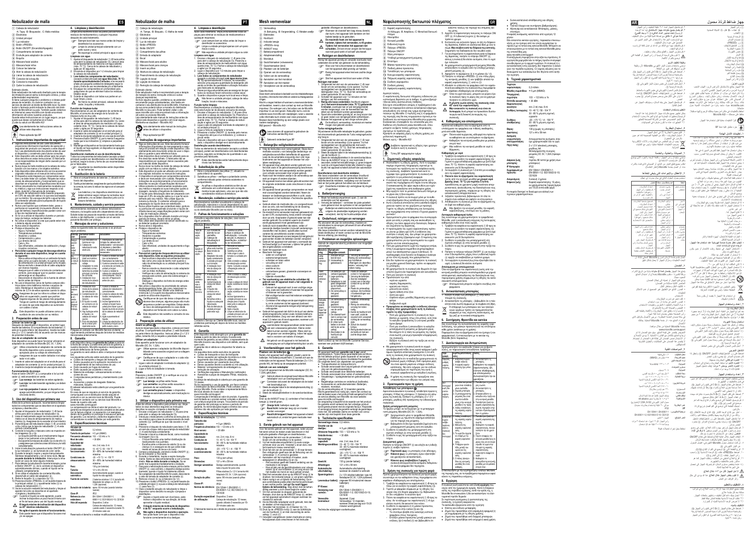# Nebulizador de malla

ES

1. Cabeza de nebulizador
   -A: Tapa, -B: Bloqueador, -C: Malla metálica
2. Electrodo
3. Unidad principal
4. Luz indicador
5. Botón «PRESS»
6. Botón ON/OFF (Encendido/Apagado)
7. Compartimento de baterías
8. Entrada de adaptador de corriente
9. Boquilla
10. Mascarilla adulto
11. Mascarilla facial niños
12. Cubierta de las baterías
13. Abrir la cabeza de nebulización
14. Llenar la cabeza de nebulización
15. Conectar la boquilla
16. Conectar la mascarilla
17. Quitar la cabeza de nebulización

## 1. Indicaciones importantes de seguridad

## 2. Preparación antes de uso

## 3. Uso del dispositivo por primera vez

## 4. Limpieza y desinfección

## 5. Sustitución de la batería

## 6. Mantenimiento, cuidado y servicio posventa

## 7. Mensajes de error y soluciones

## 8. Garantía

## 9. Especificaciones técnicas

| | |
|---|---|
| Volumen de nebulización: | 0,2 ml/min |
| Tamaño de partícula: | < 5 μm (MMAD) |
| Frecuencia ultrasónica: | 103 – 123 kHz ± 1k |
| Nivel de ruido: | < 30 dBA |
| Capacidad de nebulización: | mín. 2 ml; máx. 8 ml |
| Condiciones de funcionamiento: | 10 – 40 °C / 50 – 104 °F; 30 - 80% de humedad relativa máxima |
| Condiciones de almacenamiento: | -20 – +70 °C / -4 – 158 °F; 30 - 85% de humedad relativa máxima |
| Peso: | 130 g (con baterías) |
| Tamaño: | 121 x 44 x 59 mm |
| Desconexión automática | |
| Fuente de corriente: | 2 baterías alcalinas 1,5 V tamaño AA; Adaptador de voltaje DC 3V, 1,33A (opcional) |
| Clase IP: | IP22 |
| Referencia a las normas estándares: | EN 13544-1; EN 60601-1; EN 60601-1-2; ISO 10993-5-10; CE 0123 |
| Vida útil esperada: | Dispositivo: 2 años; Cabezal de nebulización: 12 meses |

# Nebulizador de malla

PT

## 1. Instruções de segurança importantes

## 2. Preparação antes do uso

## 3. Utilizar o dispositivo pela primeira vez

## 4. Limpeza e desinfeção

## 5. Substituição da pilha

## 6. Manutenção, cuidados e serviço pós-venda

## 7. Falhas de funcionamento e soluções

## 8. Garantia

## 9. Especificações técnicas

# Mesh vernevelaar

NL

1. Vernevelaar
   -A: Behuizing, -B: Vergrendeling, -C: Metalen gaasje
2. Elektrode
3. Hoofdunit
4. Indicator lampje
5. «PRESS»-knop
6. AAN/UIT knop
7. Batterijcompartiment
8. Adapteraansluiting
9. Mondstuk
10. Gezichtsmasker (volwassene)
11. Gezichtsmasker (kind)
12. Plaatsen van de batterijen
13. Openen van de vernevelaar
14. Vullen van de vernevelaar
15. Aansluiten van het mondstuk
16. Aansluiten van het masker
17. Verwijderen van de vernevelaar

## 1. Belangrijke veiligheidsinstructies

## 2. Voorbereidingen voor het gebruik

## 3. Eerste gebruik van het apparaat

## 4. Reinigen en desinfecteren

## 5. Batterijvervanging

## 6. Onderhoud, reinigen en vervangen

## 7. Problemen en mogelijke oplossingen

## 8. Garantie

## 9. Technische specificaties

# Νεφελοποιητής δικτυωτού πλέγματος

GR

## 1. Σημαντικές οδηγίες ασφαλείας

## 2. Προετοιμασία πριν τη χρήση

## 3. Χρήση της συσκευής για πρώτη φορά

## 4. Καθαρισμός και απολύμανση

## 5. Αντικατάσταση μπαταρίας

## 6. Συντήρηση, φροντίδα και σέρβις

## 7. Δυσλειτουργία και Αντιμετώπιση

## 8. Εγγύηση

## 9. Τεχνικά χαρακτηριστικά

# جهاز ضاغط للرذاذ محمول

AR